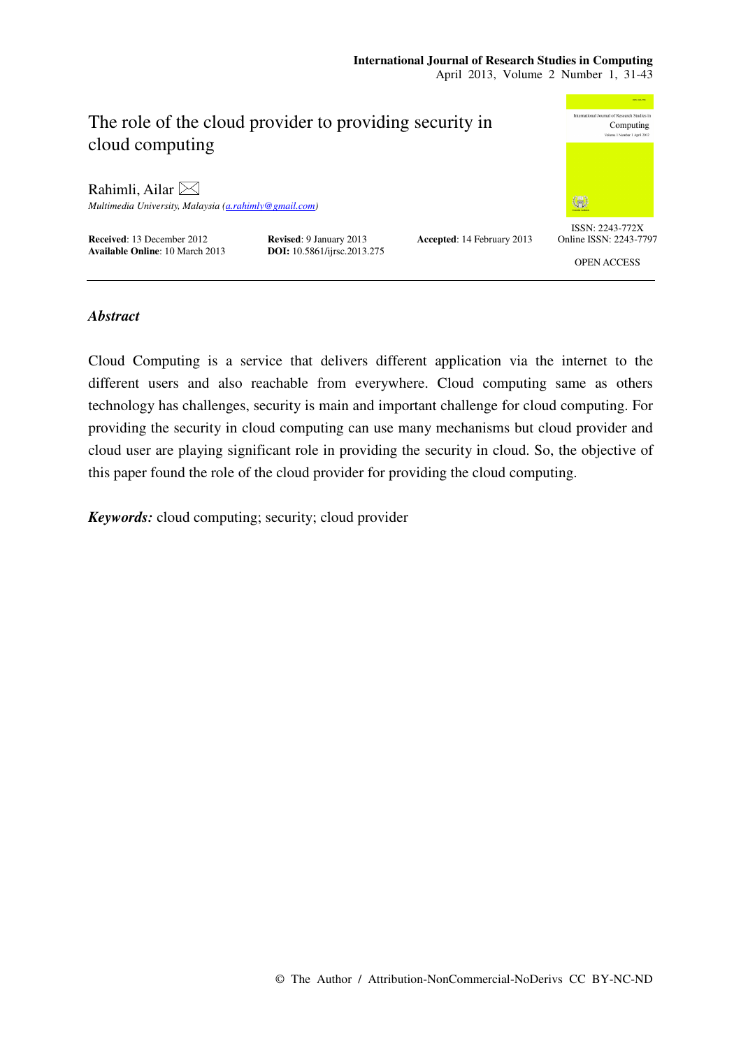# The role of the cloud provider to providing security in cloud computing

Rahimli, Ailar ✉
*Multimedia University, Malaysia (a.rahimly@gmail.com)*

**Received**: 13 December 2012 **Revised**: 9 January 2013 **Accepted**: 14 February 2013
**Available Online**: 10 March 2013 **DOI:** 10.5861/ijrsc.2013.275

ISSN: 2243-772X
Online ISSN: 2243-7797

OPEN ACCESS

## *Abstract*

Cloud Computing is a service that delivers different application via the internet to the different users and also reachable from everywhere. Cloud computing same as others technology has challenges, security is main and important challenge for cloud computing. For providing the security in cloud computing can use many mechanisms but cloud provider and cloud user are playing significant role in providing the security in cloud. So, the objective of this paper found the role of the cloud provider for providing the cloud computing.

***Keywords:*** cloud computing; security; cloud provider

© The Author / Attribution-NonCommercial-NoDerivs CC BY-NC-ND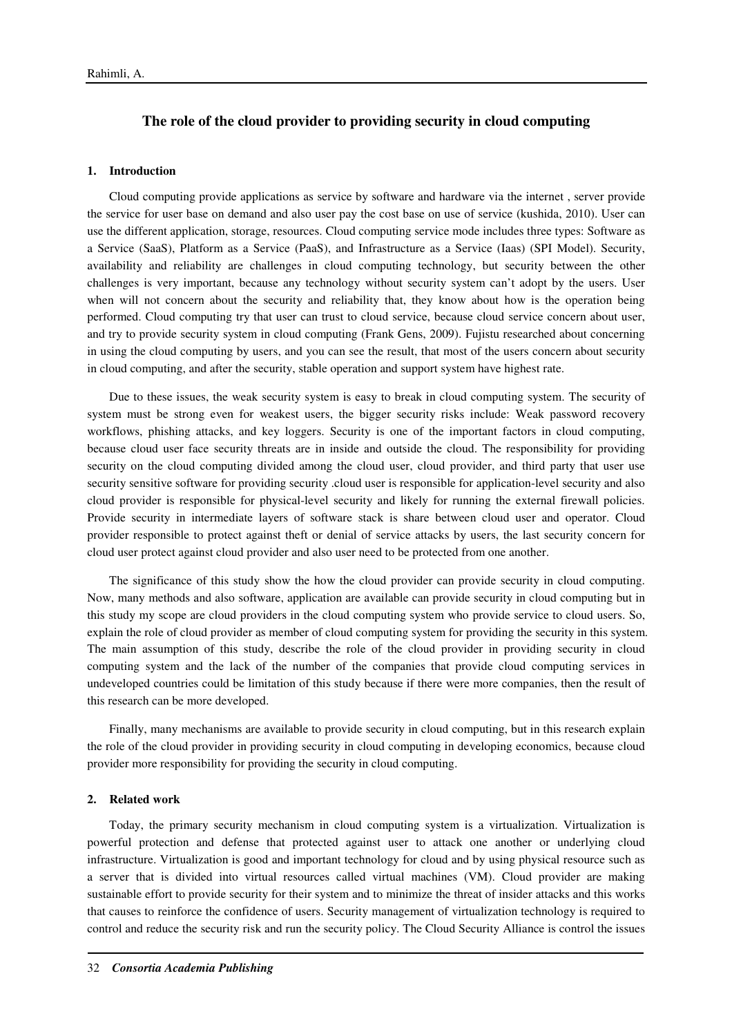## The role of the cloud provider to providing security in cloud computing

### 1. Introduction

Cloud computing provide applications as service by software and hardware via the internet , server provide the service for user base on demand and also user pay the cost base on use of service (kushida, 2010). User can use the different application, storage, resources. Cloud computing service mode includes three types: Software as a Service (SaaS), Platform as a Service (PaaS), and Infrastructure as a Service (Iaas) (SPI Model). Security, availability and reliability are challenges in cloud computing technology, but security between the other challenges is very important, because any technology without security system can't adopt by the users. User when will not concern about the security and reliability that, they know about how is the operation being performed. Cloud computing try that user can trust to cloud service, because cloud service concern about user, and try to provide security system in cloud computing (Frank Gens, 2009). Fujistu researched about concerning in using the cloud computing by users, and you can see the result, that most of the users concern about security in cloud computing, and after the security, stable operation and support system have highest rate.

Due to these issues, the weak security system is easy to break in cloud computing system. The security of system must be strong even for weakest users, the bigger security risks include: Weak password recovery workflows, phishing attacks, and key loggers. Security is one of the important factors in cloud computing, because cloud user face security threats are in inside and outside the cloud. The responsibility for providing security on the cloud computing divided among the cloud user, cloud provider, and third party that user use security sensitive software for providing security .cloud user is responsible for application-level security and also cloud provider is responsible for physical-level security and likely for running the external firewall policies. Provide security in intermediate layers of software stack is share between cloud user and operator. Cloud provider responsible to protect against theft or denial of service attacks by users, the last security concern for cloud user protect against cloud provider and also user need to be protected from one another.

The significance of this study show the how the cloud provider can provide security in cloud computing. Now, many methods and also software, application are available can provide security in cloud computing but in this study my scope are cloud providers in the cloud computing system who provide service to cloud users. So, explain the role of cloud provider as member of cloud computing system for providing the security in this system. The main assumption of this study, describe the role of the cloud provider in providing security in cloud computing system and the lack of the number of the companies that provide cloud computing services in undeveloped countries could be limitation of this study because if there were more companies, then the result of this research can be more developed.

Finally, many mechanisms are available to provide security in cloud computing, but in this research explain the role of the cloud provider in providing security in cloud computing in developing economics, because cloud provider more responsibility for providing the security in cloud computing.

### 2. Related work

Today, the primary security mechanism in cloud computing system is a virtualization. Virtualization is powerful protection and defense that protected against user to attack one another or underlying cloud infrastructure. Virtualization is good and important technology for cloud and by using physical resource such as a server that is divided into virtual resources called virtual machines (VM). Cloud provider are making sustainable effort to provide security for their system and to minimize the threat of insider attacks and this works that causes to reinforce the confidence of users. Security management of virtualization technology is required to control and reduce the security risk and run the security policy. The Cloud Security Alliance is control the issues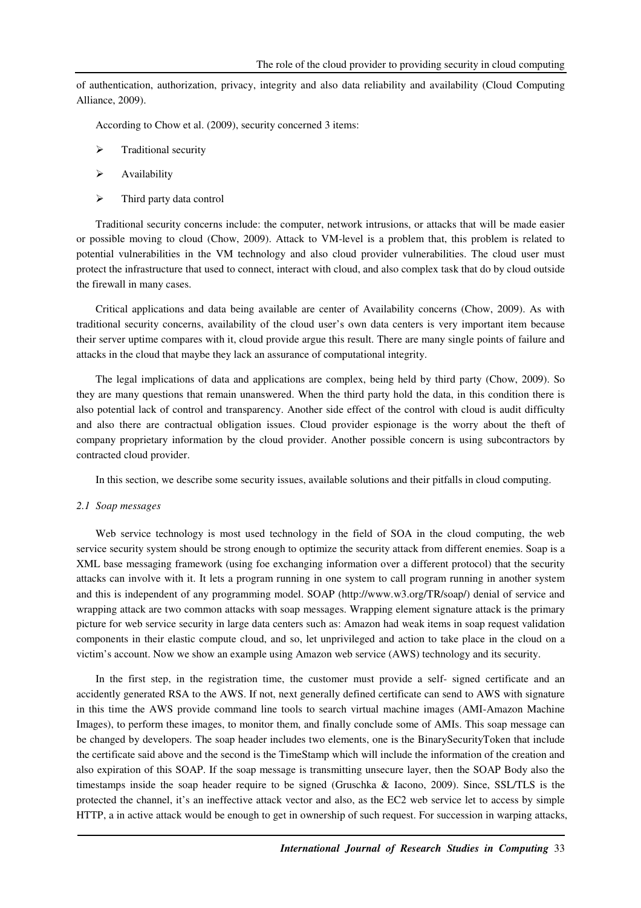of authentication, authorization, privacy, integrity and also data reliability and availability (Cloud Computing Alliance, 2009).

According to Chow et al. (2009), security concerned 3 items:

- Traditional security
- Availability
- Third party data control

Traditional security concerns include: the computer, network intrusions, or attacks that will be made easier or possible moving to cloud (Chow, 2009). Attack to VM-level is a problem that, this problem is related to potential vulnerabilities in the VM technology and also cloud provider vulnerabilities. The cloud user must protect the infrastructure that used to connect, interact with cloud, and also complex task that do by cloud outside the firewall in many cases.

Critical applications and data being available are center of Availability concerns (Chow, 2009). As with traditional security concerns, availability of the cloud user's own data centers is very important item because their server uptime compares with it, cloud provide argue this result. There are many single points of failure and attacks in the cloud that maybe they lack an assurance of computational integrity.

The legal implications of data and applications are complex, being held by third party (Chow, 2009). So they are many questions that remain unanswered. When the third party hold the data, in this condition there is also potential lack of control and transparency. Another side effect of the control with cloud is audit difficulty and also there are contractual obligation issues. Cloud provider espionage is the worry about the theft of company proprietary information by the cloud provider. Another possible concern is using subcontractors by contracted cloud provider.

In this section, we describe some security issues, available solutions and their pitfalls in cloud computing.

### *2.1 Soap messages*

Web service technology is most used technology in the field of SOA in the cloud computing, the web service security system should be strong enough to optimize the security attack from different enemies. Soap is a XML base messaging framework (using foe exchanging information over a different protocol) that the security attacks can involve with it. It lets a program running in one system to call program running in another system and this is independent of any programming model. SOAP (http://www.w3.org/TR/soap/) denial of service and wrapping attack are two common attacks with soap messages. Wrapping element signature attack is the primary picture for web service security in large data centers such as: Amazon had weak items in soap request validation components in their elastic compute cloud, and so, let unprivileged and action to take place in the cloud on a victim's account. Now we show an example using Amazon web service (AWS) technology and its security.

In the first step, in the registration time, the customer must provide a self- signed certificate and an accidently generated RSA to the AWS. If not, next generally defined certificate can send to AWS with signature in this time the AWS provide command line tools to search virtual machine images (AMI-Amazon Machine Images), to perform these images, to monitor them, and finally conclude some of AMIs. This soap message can be changed by developers. The soap header includes two elements, one is the BinarySecurityToken that include the certificate said above and the second is the TimeStamp which will include the information of the creation and also expiration of this SOAP. If the soap message is transmitting unsecure layer, then the SOAP Body also the timestamps inside the soap header require to be signed (Gruschka & Iacono, 2009). Since, SSL/TLS is the protected the channel, it's an ineffective attack vector and also, as the EC2 web service let to access by simple HTTP, a in active attack would be enough to get in ownership of such request. For succession in warping attacks,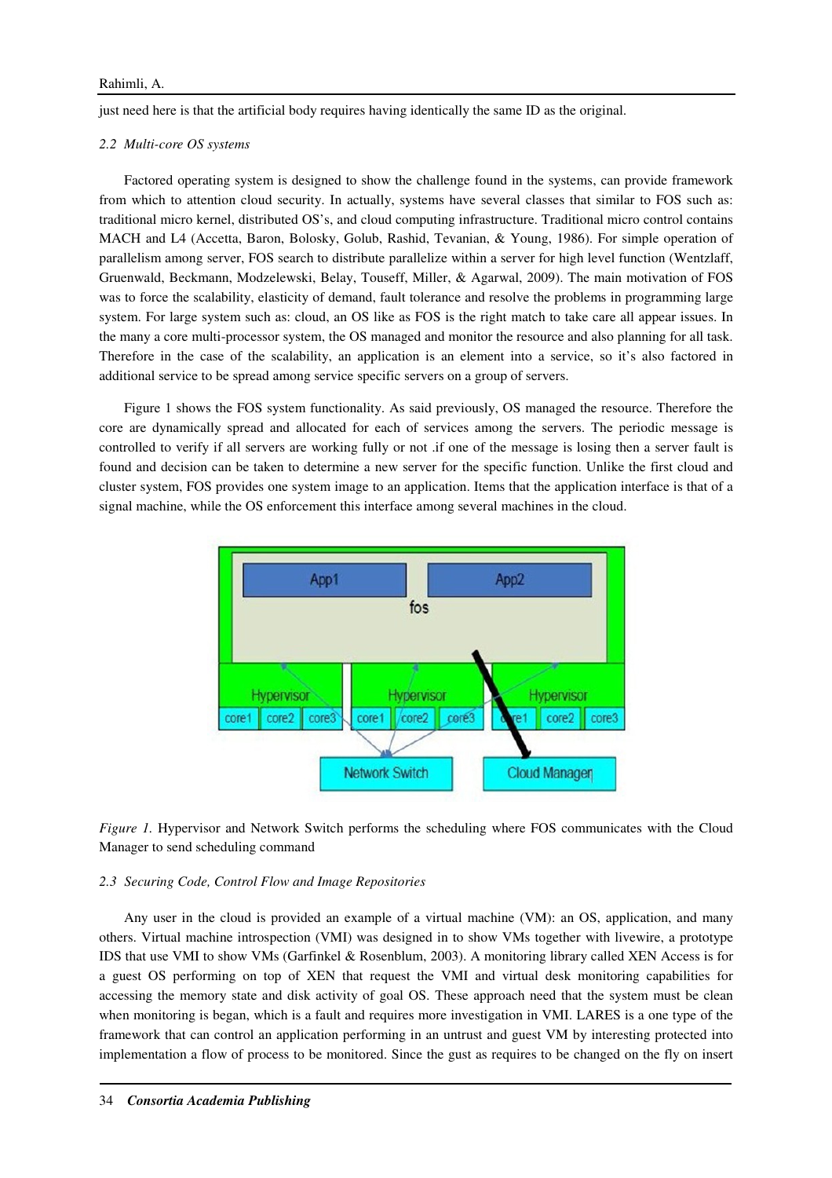just need here is that the artificial body requires having identically the same ID as the original.

### *2.2 Multi-core OS systems*

Factored operating system is designed to show the challenge found in the systems, can provide framework from which to attention cloud security. In actually, systems have several classes that similar to FOS such as: traditional micro kernel, distributed OS's, and cloud computing infrastructure. Traditional micro control contains MACH and L4 (Accetta, Baron, Bolosky, Golub, Rashid, Tevanian, & Young, 1986). For simple operation of parallelism among server, FOS search to distribute parallelize within a server for high level function (Wentzlaff, Gruenwald, Beckmann, Modzelewski, Belay, Touseff, Miller, & Agarwal, 2009). The main motivation of FOS was to force the scalability, elasticity of demand, fault tolerance and resolve the problems in programming large system. For large system such as: cloud, an OS like as FOS is the right match to take care all appear issues. In the many a core multi-processor system, the OS managed and monitor the resource and also planning for all task. Therefore in the case of the scalability, an application is an element into a service, so it's also factored in additional service to be spread among service specific servers on a group of servers.

Figure 1 shows the FOS system functionality. As said previously, OS managed the resource. Therefore the core are dynamically spread and allocated for each of services among the servers. The periodic message is controlled to verify if all servers are working fully or not .if one of the message is losing then a server fault is found and decision can be taken to determine a new server for the specific function. Unlike the first cloud and cluster system, FOS provides one system image to an application. Items that the application interface is that of a signal machine, while the OS enforcement this interface among several machines in the cloud.

App1
App2
fos
Hypervisor
Hypervisor
Hypervisor
core1
core2
core3
core1
core2
core3
core1
core2
core3
Network Switch
Cloud Manager

*Figure 1*. Hypervisor and Network Switch performs the scheduling where FOS communicates with the Cloud Manager to send scheduling command

### *2.3 Securing Code, Control Flow and Image Repositories*

Any user in the cloud is provided an example of a virtual machine (VM): an OS, application, and many others. Virtual machine introspection (VMI) was designed in to show VMs together with livewire, a prototype IDS that use VMI to show VMs (Garfinkel & Rosenblum, 2003). A monitoring library called XEN Access is for a guest OS performing on top of XEN that request the VMI and virtual desk monitoring capabilities for accessing the memory state and disk activity of goal OS. These approach need that the system must be clean when monitoring is began, which is a fault and requires more investigation in VMI. LARES is a one type of the framework that can control an application performing in an untrust and guest VM by interesting protected into implementation a flow of process to be monitored. Since the gust as requires to be changed on the fly on insert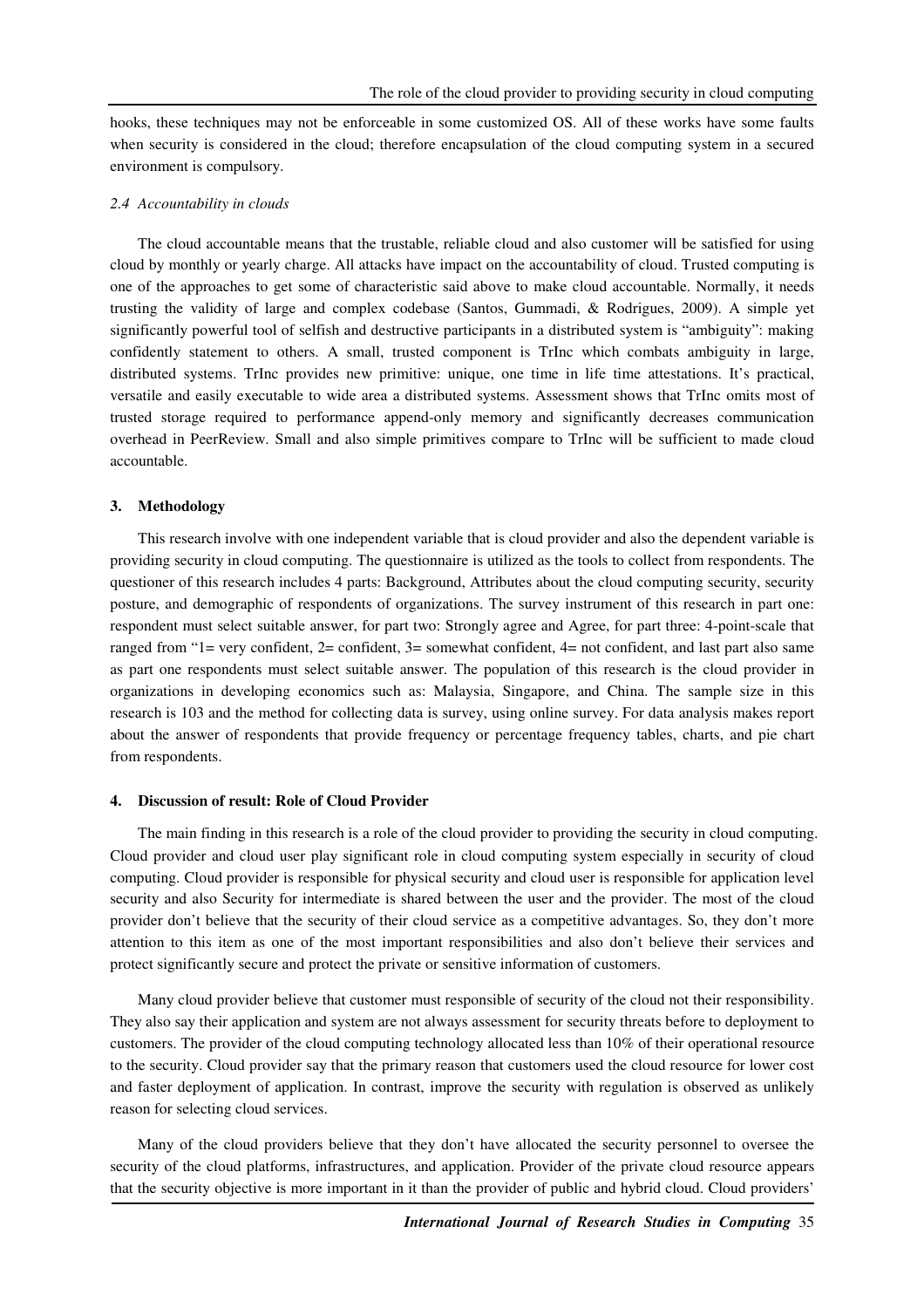hooks, these techniques may not be enforceable in some customized OS. All of these works have some faults when security is considered in the cloud; therefore encapsulation of the cloud computing system in a secured environment is compulsory.

### *2.4 Accountability in clouds*

The cloud accountable means that the trustable, reliable cloud and also customer will be satisfied for using cloud by monthly or yearly charge. All attacks have impact on the accountability of cloud. Trusted computing is one of the approaches to get some of characteristic said above to make cloud accountable. Normally, it needs trusting the validity of large and complex codebase (Santos, Gummadi, & Rodrigues, 2009). A simple yet significantly powerful tool of selfish and destructive participants in a distributed system is "ambiguity": making confidently statement to others. A small, trusted component is TrInc which combats ambiguity in large, distributed systems. TrInc provides new primitive: unique, one time in life time attestations. It's practical, versatile and easily executable to wide area a distributed systems. Assessment shows that TrInc omits most of trusted storage required to performance append-only memory and significantly decreases communication overhead in PeerReview. Small and also simple primitives compare to TrInc will be sufficient to made cloud accountable.

## 3. Methodology

This research involve with one independent variable that is cloud provider and also the dependent variable is providing security in cloud computing. The questionnaire is utilized as the tools to collect from respondents. The questioner of this research includes 4 parts: Background, Attributes about the cloud computing security, security posture, and demographic of respondents of organizations. The survey instrument of this research in part one: respondent must select suitable answer, for part two: Strongly agree and Agree, for part three: 4-point-scale that ranged from "1= very confident, 2= confident, 3= somewhat confident, 4= not confident, and last part also same as part one respondents must select suitable answer. The population of this research is the cloud provider in organizations in developing economics such as: Malaysia, Singapore, and China. The sample size in this research is 103 and the method for collecting data is survey, using online survey. For data analysis makes report about the answer of respondents that provide frequency or percentage frequency tables, charts, and pie chart from respondents.

## 4. Discussion of result: Role of Cloud Provider

The main finding in this research is a role of the cloud provider to providing the security in cloud computing. Cloud provider and cloud user play significant role in cloud computing system especially in security of cloud computing. Cloud provider is responsible for physical security and cloud user is responsible for application level security and also Security for intermediate is shared between the user and the provider. The most of the cloud provider don't believe that the security of their cloud service as a competitive advantages. So, they don't more attention to this item as one of the most important responsibilities and also don't believe their services and protect significantly secure and protect the private or sensitive information of customers.

Many cloud provider believe that customer must responsible of security of the cloud not their responsibility. They also say their application and system are not always assessment for security threats before to deployment to customers. The provider of the cloud computing technology allocated less than 10% of their operational resource to the security. Cloud provider say that the primary reason that customers used the cloud resource for lower cost and faster deployment of application. In contrast, improve the security with regulation is observed as unlikely reason for selecting cloud services.

Many of the cloud providers believe that they don't have allocated the security personnel to oversee the security of the cloud platforms, infrastructures, and application. Provider of the private cloud resource appears that the security objective is more important in it than the provider of public and hybrid cloud. Cloud providers'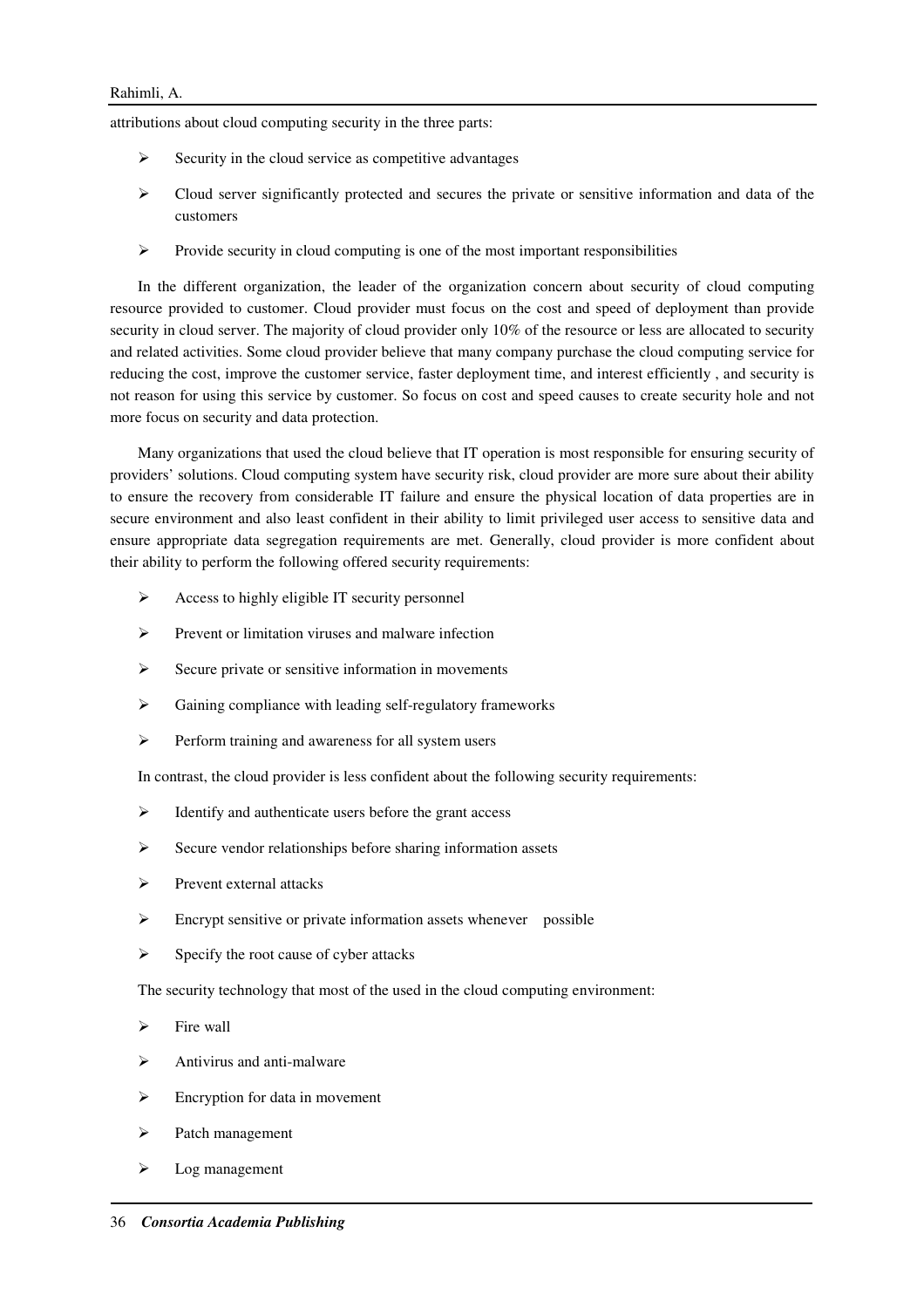attributions about cloud computing security in the three parts:

- Security in the cloud service as competitive advantages
- Cloud server significantly protected and secures the private or sensitive information and data of the customers
- Provide security in cloud computing is one of the most important responsibilities

In the different organization, the leader of the organization concern about security of cloud computing resource provided to customer. Cloud provider must focus on the cost and speed of deployment than provide security in cloud server. The majority of cloud provider only 10% of the resource or less are allocated to security and related activities. Some cloud provider believe that many company purchase the cloud computing service for reducing the cost, improve the customer service, faster deployment time, and interest efficiently , and security is not reason for using this service by customer. So focus on cost and speed causes to create security hole and not more focus on security and data protection.

Many organizations that used the cloud believe that IT operation is most responsible for ensuring security of providers' solutions. Cloud computing system have security risk, cloud provider are more sure about their ability to ensure the recovery from considerable IT failure and ensure the physical location of data properties are in secure environment and also least confident in their ability to limit privileged user access to sensitive data and ensure appropriate data segregation requirements are met. Generally, cloud provider is more confident about their ability to perform the following offered security requirements:

- Access to highly eligible IT security personnel
- Prevent or limitation viruses and malware infection
- Secure private or sensitive information in movements
- Gaining compliance with leading self-regulatory frameworks
- Perform training and awareness for all system users

In contrast, the cloud provider is less confident about the following security requirements:

- Identify and authenticate users before the grant access
- Secure vendor relationships before sharing information assets
- Prevent external attacks
- Encrypt sensitive or private information assets whenever possible
- Specify the root cause of cyber attacks

The security technology that most of the used in the cloud computing environment:

- Fire wall
- Antivirus and anti-malware
- Encryption for data in movement
- Patch management
- Log management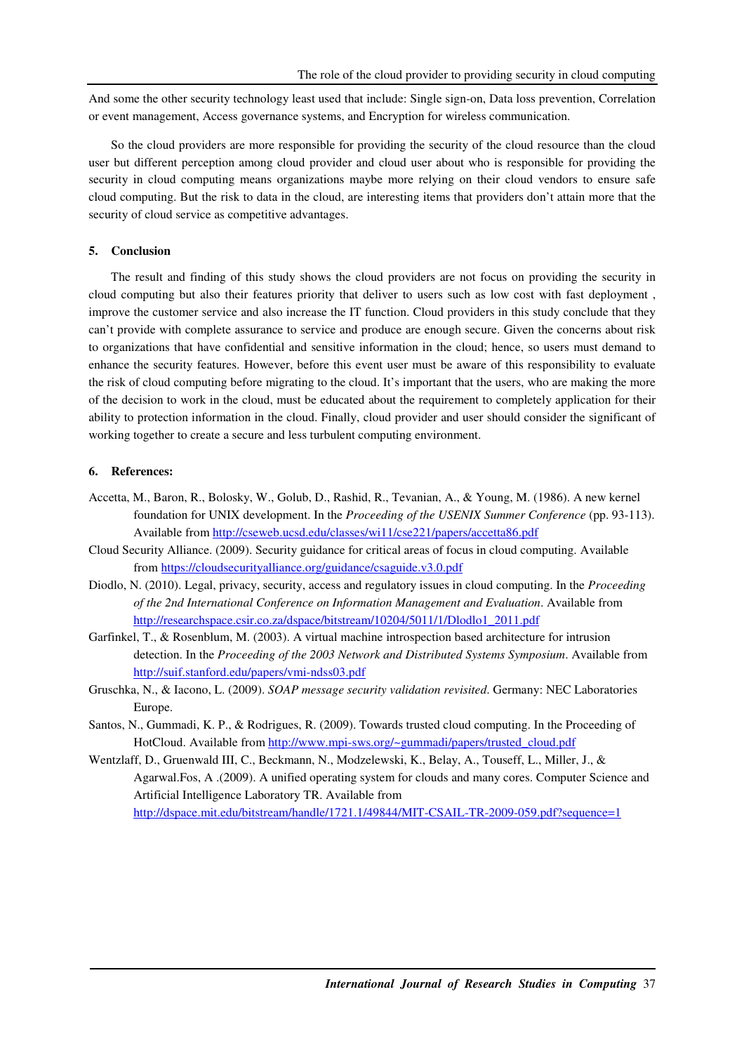And some the other security technology least used that include: Single sign-on, Data loss prevention, Correlation or event management, Access governance systems, and Encryption for wireless communication.

So the cloud providers are more responsible for providing the security of the cloud resource than the cloud user but different perception among cloud provider and cloud user about who is responsible for providing the security in cloud computing means organizations maybe more relying on their cloud vendors to ensure safe cloud computing. But the risk to data in the cloud, are interesting items that providers don't attain more that the security of cloud service as competitive advantages.

## 5. Conclusion

The result and finding of this study shows the cloud providers are not focus on providing the security in cloud computing but also their features priority that deliver to users such as low cost with fast deployment , improve the customer service and also increase the IT function. Cloud providers in this study conclude that they can't provide with complete assurance to service and produce are enough secure. Given the concerns about risk to organizations that have confidential and sensitive information in the cloud; hence, so users must demand to enhance the security features. However, before this event user must be aware of this responsibility to evaluate the risk of cloud computing before migrating to the cloud. It's important that the users, who are making the more of the decision to work in the cloud, must be educated about the requirement to completely application for their ability to protection information in the cloud. Finally, cloud provider and user should consider the significant of working together to create a secure and less turbulent computing environment.

## 6. References:

Accetta, M., Baron, R., Bolosky, W., Golub, D., Rashid, R., Tevanian, A., & Young, M. (1986). A new kernel foundation for UNIX development. In the *Proceeding of the USENIX Summer Conference* (pp. 93-113). Available from http://cseweb.ucsd.edu/classes/wi11/cse221/papers/accetta86.pdf

Cloud Security Alliance. (2009). Security guidance for critical areas of focus in cloud computing. Available from https://cloudsecurityalliance.org/guidance/csaguide.v3.0.pdf

Diodlo, N. (2010). Legal, privacy, security, access and regulatory issues in cloud computing. In the *Proceeding of the 2nd International Conference on Information Management and Evaluation*. Available from http://researchspace.csir.co.za/dspace/bitstream/10204/5011/1/Dlodlo1_2011.pdf

Garfinkel, T., & Rosenblum, M. (2003). A virtual machine introspection based architecture for intrusion detection. In the *Proceeding of the 2003 Network and Distributed Systems Symposium*. Available from http://suif.stanford.edu/papers/vmi-ndss03.pdf

Gruschka, N., & Iacono, L. (2009). *SOAP message security validation revisited*. Germany: NEC Laboratories Europe.

Santos, N., Gummadi, K. P., & Rodrigues, R. (2009). Towards trusted cloud computing. In the Proceeding of HotCloud. Available from http://www.mpi-sws.org/~gummadi/papers/trusted_cloud.pdf

Wentzlaff, D., Gruenwald III, C., Beckmann, N., Modzelewski, K., Belay, A., Touseff, L., Miller, J., & Agarwal.Fos, A .(2009). A unified operating system for clouds and many cores. Computer Science and Artificial Intelligence Laboratory TR. Available from http://dspace.mit.edu/bitstream/handle/1721.1/49844/MIT-CSAIL-TR-2009-059.pdf?sequence=1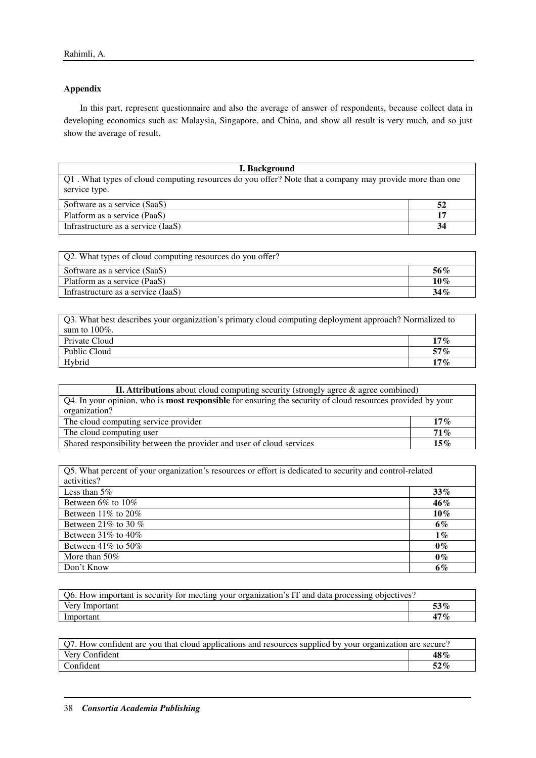## Appendix

In this part, represent questionnaire and also the average of answer of respondents, because collect data in developing economics such as: Malaysia, Singapore, and China, and show all result is very much, and so just show the average of result.

| **I. Background** | |
|---|---|
| Q1 . What types of cloud computing resources do you offer? Note that a company may provide more than one service type. | |
| Software as a service (SaaS) | **52** |
| Platform as a service (PaaS) | **17** |
| Infrastructure as a service (IaaS) | **34** |

| Q2. What types of cloud computing resources do you offer? | |
|---|---|
| Software as a service (SaaS) | **56%** |
| Platform as a service (PaaS) | **10%** |
| Infrastructure as a service (IaaS) | **34%** |

| Q3. What best describes your organization's primary cloud computing deployment approach? Normalized to sum to 100%. | |
|---|---|
| Private Cloud | **17%** |
| Public Cloud | **57%** |
| Hybrid | **17%** |

| **II. Attributions** about cloud computing security (strongly agree & agree combined) | |
|---|---|
| Q4. In your opinion, who is **most responsible** for ensuring the security of cloud resources provided by your organization? | |
| The cloud computing service provider | **17%** |
| The cloud computing user | **71%** |
| Shared responsibility between the provider and user of cloud services | **15%** |

| Q5. What percent of your organization's resources or effort is dedicated to security and control-related activities? | |
|---|---|
| Less than 5% | **33%** |
| Between 6% to 10% | **46%** |
| Between 11% to 20% | **10%** |
| Between 21% to 30 % | **6%** |
| Between 31% to 40% | **1%** |
| Between 41% to 50% | **0%** |
| More than 50% | **0%** |
| Don't Know | **6%** |

| Q6. How important is security for meeting your organization's IT and data processing objectives? | |
|---|---|
| Very Important | **53%** |
| Important | **47%** |

| Q7. How confident are you that cloud applications and resources supplied by your organization are secure? | |
|---|---|
| Very Confident | **48%** |
| Confident | **52%** |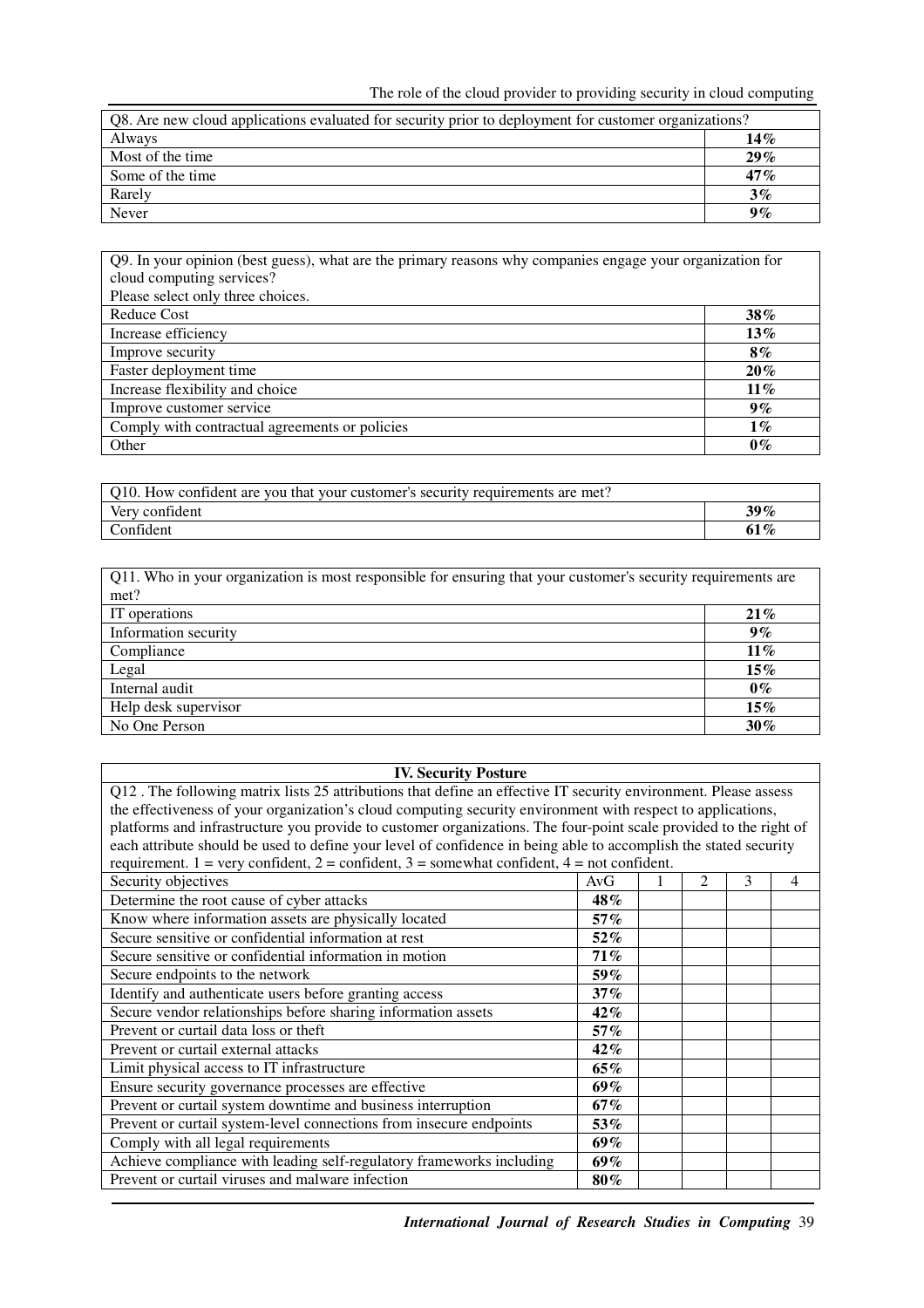| Q8. Are new cloud applications evaluated for security prior to deployment for customer organizations? | |
|---|---|
| Always | **14%** |
| Most of the time | **29%** |
| Some of the time | **47%** |
| Rarely | **3%** |
| Never | **9%** |

| Q9. In your opinion (best guess), what are the primary reasons why companies engage your organization for cloud computing services? Please select only three choices. | |
|---|---|
| Reduce Cost | **38%** |
| Increase efficiency | **13%** |
| Improve security | **8%** |
| Faster deployment time | **20%** |
| Increase flexibility and choice | **11%** |
| Improve customer service | **9%** |
| Comply with contractual agreements or policies | **1%** |
| Other | **0%** |

| Q10. How confident are you that your customer's security requirements are met? | |
|---|---|
| Very confident | **39%** |
| Confident | **61%** |

| Q11. Who in your organization is most responsible for ensuring that your customer's security requirements are met? | |
|---|---|
| IT operations | **21%** |
| Information security | **9%** |
| Compliance | **11%** |
| Legal | **15%** |
| Internal audit | **0%** |
| Help desk supervisor | **15%** |
| No One Person | **30%** |

**IV. Security Posture**

Q12 . The following matrix lists 25 attributions that define an effective IT security environment. Please assess the effectiveness of your organization's cloud computing security environment with respect to applications, platforms and infrastructure you provide to customer organizations. The four-point scale provided to the right of each attribute should be used to define your level of confidence in being able to accomplish the stated security requirement. 1 = very confident, 2 = confident, 3 = somewhat confident, 4 = not confident.

| Security objectives | AvG | 1 | 2 | 3 | 4 |
|---|---|---|---|---|---|
| Determine the root cause of cyber attacks | **48%** | | | | |
| Know where information assets are physically located | **57%** | | | | |
| Secure sensitive or confidential information at rest | **52%** | | | | |
| Secure sensitive or confidential information in motion | **71%** | | | | |
| Secure endpoints to the network | **59%** | | | | |
| Identify and authenticate users before granting access | **37%** | | | | |
| Secure vendor relationships before sharing information assets | **42%** | | | | |
| Prevent or curtail data loss or theft | **57%** | | | | |
| Prevent or curtail external attacks | **42%** | | | | |
| Limit physical access to IT infrastructure | **65%** | | | | |
| Ensure security governance processes are effective | **69%** | | | | |
| Prevent or curtail system downtime and business interruption | **67%** | | | | |
| Prevent or curtail system-level connections from insecure endpoints | **53%** | | | | |
| Comply with all legal requirements | **69%** | | | | |
| Achieve compliance with leading self-regulatory frameworks including | **69%** | | | | |
| Prevent or curtail viruses and malware infection | **80%** | | | | |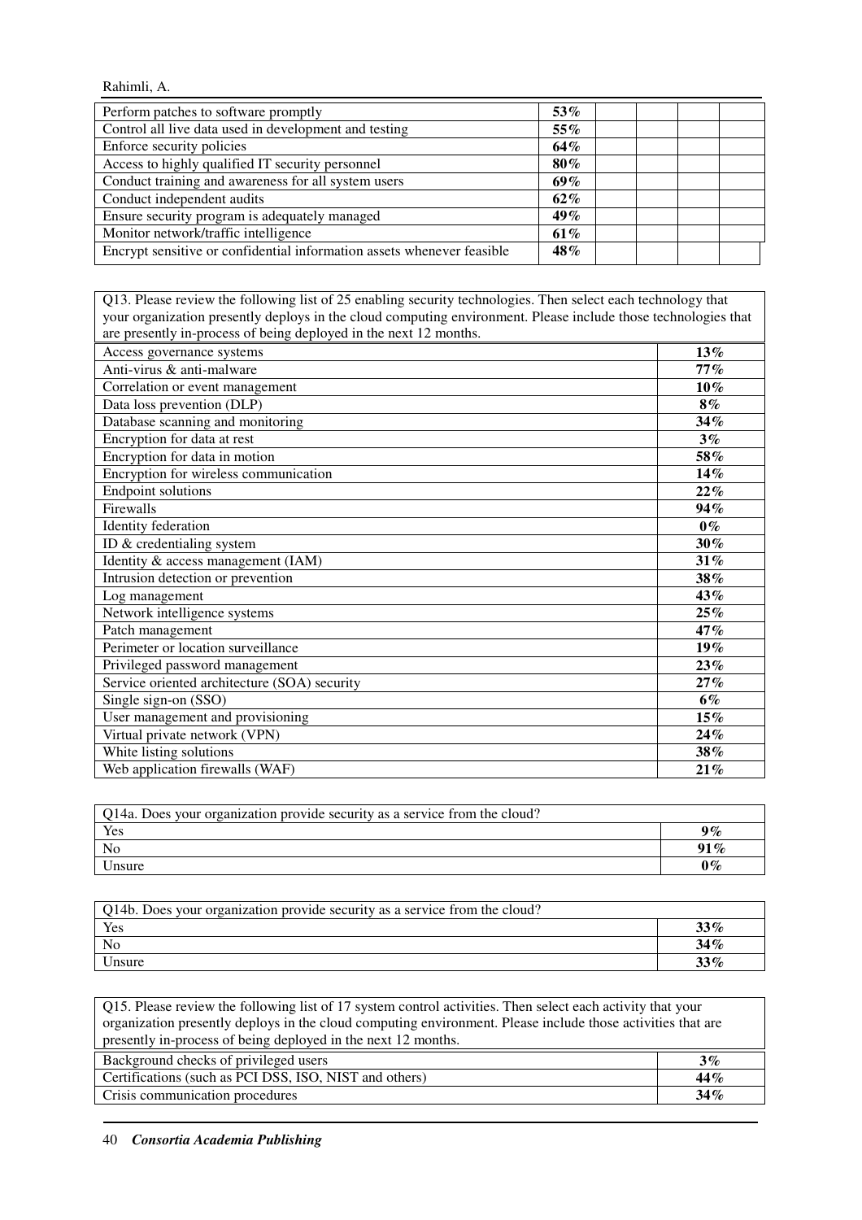| | | | | | |
|---|---|---|---|---|---|
| Perform patches to software promptly | **53%** | | | | |
| Control all live data used in development and testing | **55%** | | | | |
| Enforce security policies | **64%** | | | | |
| Access to highly qualified IT security personnel | **80%** | | | | |
| Conduct training and awareness for all system users | **69%** | | | | |
| Conduct independent audits | **62%** | | | | |
| Ensure security program is adequately managed | **49%** | | | | |
| Monitor network/traffic intelligence | **61%** | | | | |
| Encrypt sensitive or confidential information assets whenever feasible | **48%** | | | | |

| Q13. Please review the following list of 25 enabling security technologies. Then select each technology that your organization presently deploys in the cloud computing environment. Please include those technologies that are presently in-process of being deployed in the next 12 months. | |
|---|---|
| Access governance systems | **13%** |
| Anti-virus & anti-malware | **77%** |
| Correlation or event management | **10%** |
| Data loss prevention (DLP) | **8%** |
| Database scanning and monitoring | **34%** |
| Encryption for data at rest | **3%** |
| Encryption for data in motion | **58%** |
| Encryption for wireless communication | **14%** |
| Endpoint solutions | **22%** |
| Firewalls | **94%** |
| Identity federation | **0%** |
| ID & credentialing system | **30%** |
| Identity & access management (IAM) | **31%** |
| Intrusion detection or prevention | **38%** |
| Log management | **43%** |
| Network intelligence systems | **25%** |
| Patch management | **47%** |
| Perimeter or location surveillance | **19%** |
| Privileged password management | **23%** |
| Service oriented architecture (SOA) security | **27%** |
| Single sign-on (SSO) | **6%** |
| User management and provisioning | **15%** |
| Virtual private network (VPN) | **24%** |
| White listing solutions | **38%** |
| Web application firewalls (WAF) | **21%** |

| Q14a. Does your organization provide security as a service from the cloud? | |
|---|---|
| Yes | **9%** |
| No | **91%** |
| Unsure | **0%** |

| Q14b. Does your organization provide security as a service from the cloud? | |
|---|---|
| Yes | **33%** |
| No | **34%** |
| Unsure | **33%** |

| Q15. Please review the following list of 17 system control activities. Then select each activity that your organization presently deploys in the cloud computing environment. Please include those activities that are presently in-process of being deployed in the next 12 months. | |
|---|---|
| Background checks of privileged users | **3%** |
| Certifications (such as PCI DSS, ISO, NIST and others) | **44%** |
| Crisis communication procedures | **34%** |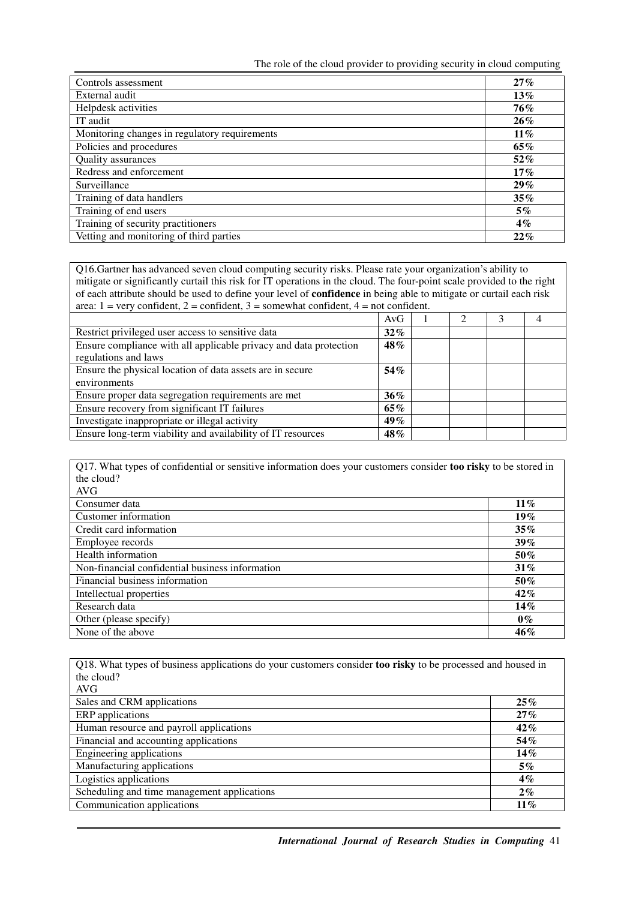| | |
|---|---|
| Controls assessment | **27%** |
| External audit | **13%** |
| Helpdesk activities | **76%** |
| IT audit | **26%** |
| Monitoring changes in regulatory requirements | **11%** |
| Policies and procedures | **65%** |
| Quality assurances | **52%** |
| Redress and enforcement | **17%** |
| Surveillance | **29%** |
| Training of data handlers | **35%** |
| Training of end users | **5%** |
| Training of security practitioners | **4%** |
| Vetting and monitoring of third parties | **22%** |

Q16.Gartner has advanced seven cloud computing security risks. Please rate your organization's ability to mitigate or significantly curtail this risk for IT operations in the cloud. The four-point scale provided to the right of each attribute should be used to define your level of **confidence** in being able to mitigate or curtail each risk area: 1 = very confident, 2 = confident, 3 = somewhat confident, 4 = not confident.

| | AvG | 1 | 2 | 3 | 4 |
|---|---|---|---|---|---|
| Restrict privileged user access to sensitive data | **32%** | | | | |
| Ensure compliance with all applicable privacy and data protection regulations and laws | **48%** | | | | |
| Ensure the physical location of data assets are in secure environments | **54%** | | | | |
| Ensure proper data segregation requirements are met | **36%** | | | | |
| Ensure recovery from significant IT failures | **65%** | | | | |
| Investigate inappropriate or illegal activity | **49%** | | | | |
| Ensure long-term viability and availability of IT resources | **48%** | | | | |

Q17. What types of confidential or sensitive information does your customers consider **too risky** to be stored in the cloud?

| AVG | |
|---|---|
| Consumer data | **11%** |
| Customer information | **19%** |
| Credit card information | **35%** |
| Employee records | **39%** |
| Health information | **50%** |
| Non-financial confidential business information | **31%** |
| Financial business information | **50%** |
| Intellectual properties | **42%** |
| Research data | **14%** |
| Other (please specify) | **0%** |
| None of the above | **46%** |

Q18. What types of business applications do your customers consider **too risky** to be processed and housed in the cloud?

| AVG | |
|---|---|
| Sales and CRM applications | **25%** |
| ERP applications | **27%** |
| Human resource and payroll applications | **42%** |
| Financial and accounting applications | **54%** |
| Engineering applications | **14%** |
| Manufacturing applications | **5%** |
| Logistics applications | **4%** |
| Scheduling and time management applications | **2%** |
| Communication applications | **11%** |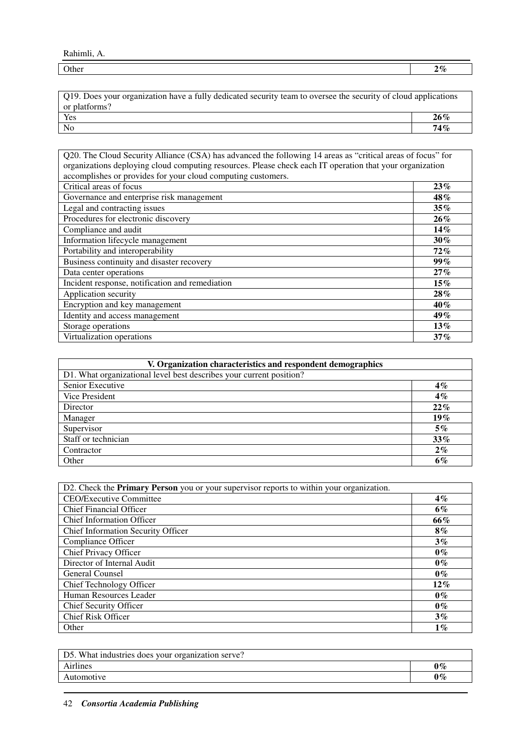| Other | 2% |
|---|---|

| Q19. Does your organization have a fully dedicated security team to oversee the security of cloud applications or platforms? | |
|---|---|
| Yes | 26% |
| No | 74% |

| Q20. The Cloud Security Alliance (CSA) has advanced the following 14 areas as "critical areas of focus" for organizations deploying cloud computing resources. Please check each IT operation that your organization accomplishes or provides for your cloud computing customers. | |
|---|---|
| Critical areas of focus | 23% |
| Governance and enterprise risk management | 48% |
| Legal and contracting issues | 35% |
| Procedures for electronic discovery | 26% |
| Compliance and audit | 14% |
| Information lifecycle management | 30% |
| Portability and interoperability | 72% |
| Business continuity and disaster recovery | 99% |
| Data center operations | 27% |
| Incident response, notification and remediation | 15% |
| Application security | 28% |
| Encryption and key management | 40% |
| Identity and access management | 49% |
| Storage operations | 13% |
| Virtualization operations | 37% |

| V. Organization characteristics and respondent demographics | |
|---|---|
| D1. What organizational level best describes your current position? | |
| Senior Executive | 4% |
| Vice President | 4% |
| Director | 22% |
| Manager | 19% |
| Supervisor | 5% |
| Staff or technician | 33% |
| Contractor | 2% |
| Other | 6% |

| D2. Check the **Primary Person** you or your supervisor reports to within your organization. | |
|---|---|
| CEO/Executive Committee | 4% |
| Chief Financial Officer | 6% |
| Chief Information Officer | 66% |
| Chief Information Security Officer | 8% |
| Compliance Officer | 3% |
| Chief Privacy Officer | 0% |
| Director of Internal Audit | 0% |
| General Counsel | 0% |
| Chief Technology Officer | 12% |
| Human Resources Leader | 0% |
| Chief Security Officer | 0% |
| Chief Risk Officer | 3% |
| Other | 1% |

| D5. What industries does your organization serve? | |
|---|---|
| Airlines | 0% |
| Automotive | 0% |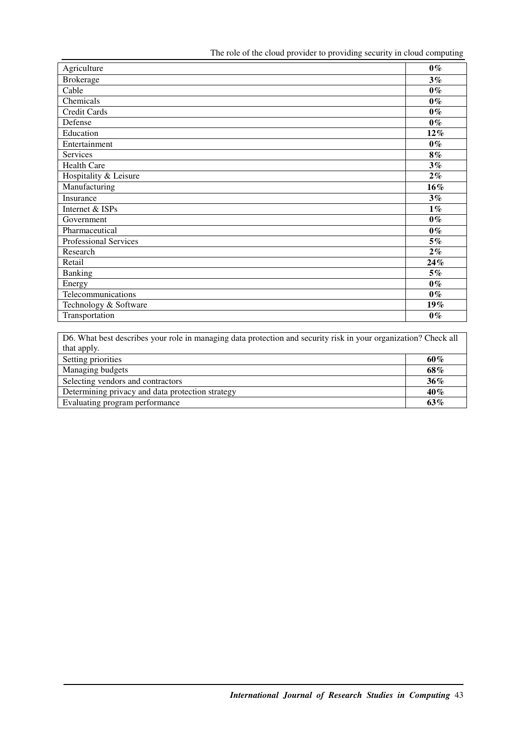| | |
|---|---|
| Agriculture | **0%** |
| Brokerage | **3%** |
| Cable | **0%** |
| Chemicals | **0%** |
| Credit Cards | **0%** |
| Defense | **0%** |
| Education | **12%** |
| Entertainment | **0%** |
| Services | **8%** |
| Health Care | **3%** |
| Hospitality & Leisure | **2%** |
| Manufacturing | **16%** |
| Insurance | **3%** |
| Internet & ISPs | **1%** |
| Government | **0%** |
| Pharmaceutical | **0%** |
| Professional Services | **5%** |
| Research | **2%** |
| Retail | **24%** |
| Banking | **5%** |
| Energy | **0%** |
| Telecommunications | **0%** |
| Technology & Software | **19%** |
| Transportation | **0%** |

| D6. What best describes your role in managing data protection and security risk in your organization? Check all that apply. | |
|---|---|
| Setting priorities | **60%** |
| Managing budgets | **68%** |
| Selecting vendors and contractors | **36%** |
| Determining privacy and data protection strategy | **40%** |
| Evaluating program performance | **63%** |